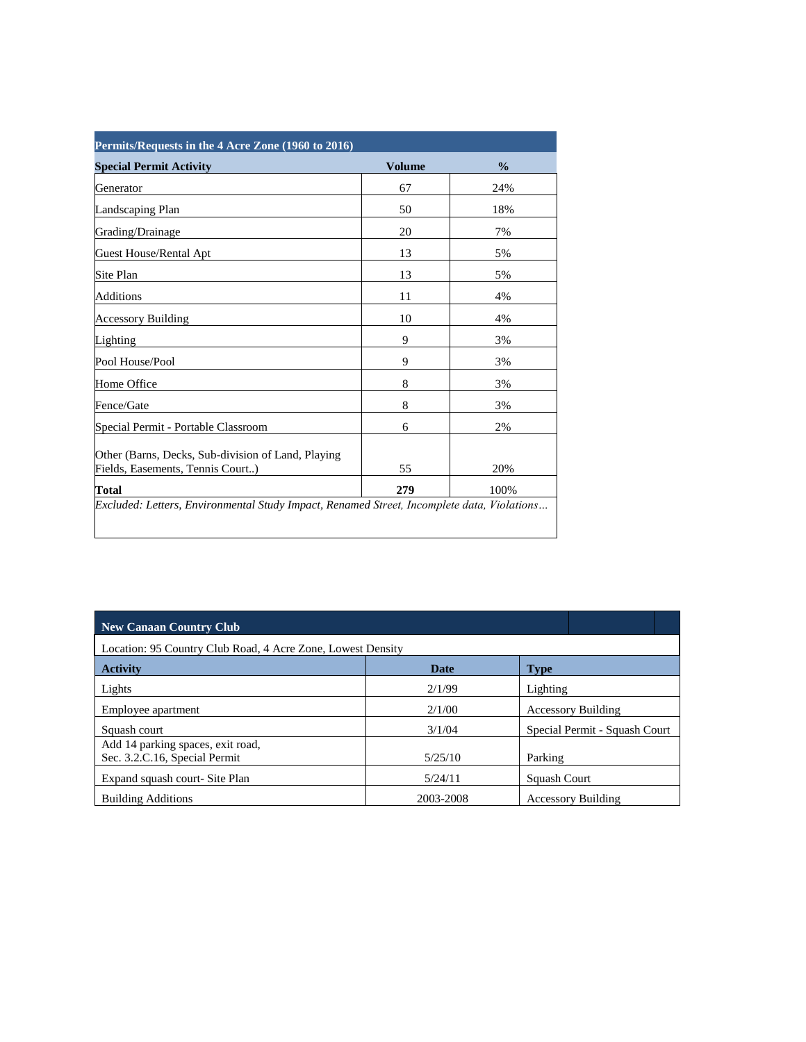| Permits/Requests in the 4 Acre Zone (1960 to 2016) | | |
|---|---|---|
| **Special Permit Activity** | **Volume** | **%** |
| Generator | 67 | 24% |
| Landscaping Plan | 50 | 18% |
| Grading/Drainage | 20 | 7% |
| Guest House/Rental Apt | 13 | 5% |
| Site Plan | 13 | 5% |
| Additions | 11 | 4% |
| Accessory Building | 10 | 4% |
| Lighting | 9 | 3% |
| Pool House/Pool | 9 | 3% |
| Home Office | 8 | 3% |
| Fence/Gate | 8 | 3% |
| Special Permit - Portable Classroom | 6 | 2% |
| Other (Barns, Decks, Sub-division of Land, Playing Fields, Easements, Tennis Court..) | 55 | 20% |
| **Total** | **279** | 100% |

*Excluded: Letters, Environmental Study Impact, Renamed Street, Incomplete data, Violations…*

| New Canaan Country Club | | |
|---|---|---|
| Location: 95 Country Club Road, 4 Acre Zone, Lowest Density | | |
| **Activity** | **Date** | **Type** |
| Lights | 2/1/99 | Lighting |
| Employee apartment | 2/1/00 | Accessory Building |
| Squash court | 3/1/04 | Special Permit - Squash Court |
| Add 14 parking spaces, exit road, Sec. 3.2.C.16, Special Permit | 5/25/10 | Parking |
| Expand squash court- Site Plan | 5/24/11 | Squash Court |
| Building Additions | 2003-2008 | Accessory Building |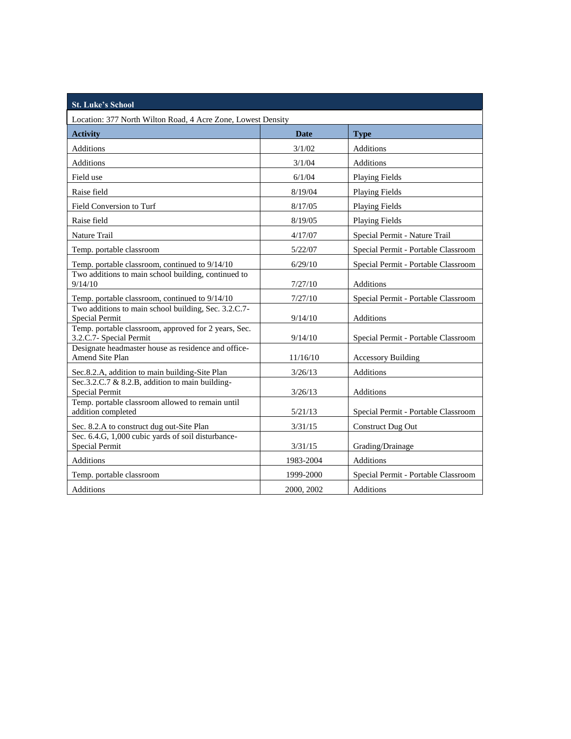| St. Luke's School | | |
|---|---|---|
| Location: 377 North Wilton Road, 4 Acre Zone, Lowest Density | | |
| **Activity** | **Date** | **Type** |
| Additions | 3/1/02 | Additions |
| Additions | 3/1/04 | Additions |
| Field use | 6/1/04 | Playing Fields |
| Raise field | 8/19/04 | Playing Fields |
| Field Conversion to Turf | 8/17/05 | Playing Fields |
| Raise field | 8/19/05 | Playing Fields |
| Nature Trail | 4/17/07 | Special Permit - Nature Trail |
| Temp. portable classroom | 5/22/07 | Special Permit - Portable Classroom |
| Temp. portable classroom, continued to 9/14/10 | 6/29/10 | Special Permit - Portable Classroom |
| Two additions to main school building, continued to 9/14/10 | 7/27/10 | Additions |
| Temp. portable classroom, continued to 9/14/10 | 7/27/10 | Special Permit - Portable Classroom |
| Two additions to main school building, Sec. 3.2.C.7- Special Permit | 9/14/10 | Additions |
| Temp. portable classroom, approved for 2 years, Sec. 3.2.C.7- Special Permit | 9/14/10 | Special Permit - Portable Classroom |
| Designate headmaster house as residence and office- Amend Site Plan | 11/16/10 | Accessory Building |
| Sec.8.2.A, addition to main building-Site Plan | 3/26/13 | Additions |
| Sec.3.2.C.7 & 8.2.B, addition to main building- Special Permit | 3/26/13 | Additions |
| Temp. portable classroom allowed to remain until addition completed | 5/21/13 | Special Permit - Portable Classroom |
| Sec. 8.2.A to construct dug out-Site Plan | 3/31/15 | Construct Dug Out |
| Sec. 6.4.G, 1,000 cubic yards of soil disturbance- Special Permit | 3/31/15 | Grading/Drainage |
| Additions | 1983-2004 | Additions |
| Temp. portable classroom | 1999-2000 | Special Permit - Portable Classroom |
| Additions | 2000, 2002 | Additions |